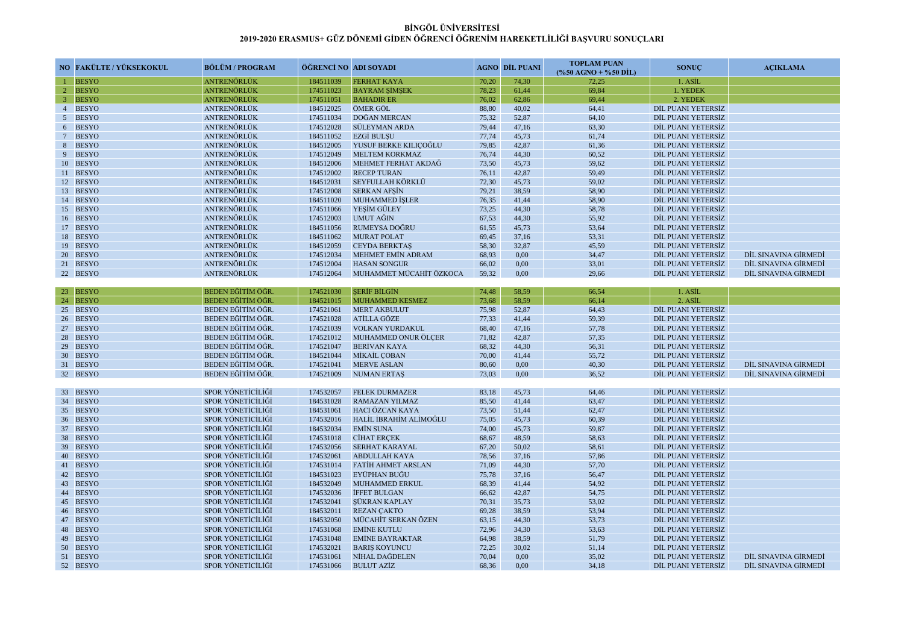**BİNGÖL ÜNİVERSİTESİ**

**2019-2020 ERASMUS+ GÜZ DÖNEMİ GİDEN ÖĞRENCİ ÖĞRENİM HAREKETLİLİĞİ BAŞVURU SONUÇLARI**

| NO | FAKÜLTE / YÜKSEKOKUL | BÖLÜM / PROGRAM | ÖĞRENCİ NO | ADI SOYADI | AGNO | DİL PUANI | TOPLAM PUAN (%50 AGNO + %50 DİL) | SONUÇ | AÇIKLAMA |
|---|---|---|---|---|---|---|---|---|---|
| 1 | BESYO | ANTRENÖRLÜK | 184511039 | FERHAT KAYA | 70,20 | 74,30 | 72,25 | 1. ASİL | |
| 2 | BESYO | ANTRENÖRLÜK | 174511023 | BAYRAM ŞİMŞEK | 78,23 | 61,44 | 69,84 | 1. YEDEK | |
| 3 | BESYO | ANTRENÖRLÜK | 174511051 | BAHADIR ER | 76,02 | 62,86 | 69,44 | 2. YEDEK | |
| 4 | BESYO | ANTRENÖRLÜK | 184512025 | ÖMER GÖL | 88,80 | 40,02 | 64,41 | DİL PUANI YETERSİZ | |
| 5 | BESYO | ANTRENÖRLÜK | 174511034 | DOĞAN MERCAN | 75,32 | 52,87 | 64,10 | DİL PUANI YETERSİZ | |
| 6 | BESYO | ANTRENÖRLÜK | 174512028 | SÜLEYMAN ARDA | 79,44 | 47,16 | 63,30 | DİL PUANI YETERSİZ | |
| 7 | BESYO | ANTRENÖRLÜK | 184511052 | EZGİ BULŞU | 77,74 | 45,73 | 61,74 | DİL PUANI YETERSİZ | |
| 8 | BESYO | ANTRENÖRLÜK | 184512005 | YUSUF BERKE KILIÇOĞLU | 79,85 | 42,87 | 61,36 | DİL PUANI YETERSİZ | |
| 9 | BESYO | ANTRENÖRLÜK | 174512049 | MELTEM KORKMAZ | 76,74 | 44,30 | 60,52 | DİL PUANI YETERSİZ | |
| 10 | BESYO | ANTRENÖRLÜK | 184512006 | MEHMET FERHAT AKDAĞ | 73,50 | 45,73 | 59,62 | DİL PUANI YETERSİZ | |
| 11 | BESYO | ANTRENÖRLÜK | 174512002 | RECEP TURAN | 76,11 | 42,87 | 59,49 | DİL PUANI YETERSİZ | |
| 12 | BESYO | ANTRENÖRLÜK | 184512031 | SEYFULLAH KÖRKLÜ | 72,30 | 45,73 | 59,02 | DİL PUANI YETERSİZ | |
| 13 | BESYO | ANTRENÖRLÜK | 174512008 | SERKAN AFŞİN | 79,21 | 38,59 | 58,90 | DİL PUANI YETERSİZ | |
| 14 | BESYO | ANTRENÖRLÜK | 184511020 | MUHAMMED İŞLER | 76,35 | 41,44 | 58,90 | DİL PUANI YETERSİZ | |
| 15 | BESYO | ANTRENÖRLÜK | 174511066 | YEŞİM GÜLEY | 73,25 | 44,30 | 58,78 | DİL PUANI YETERSİZ | |
| 16 | BESYO | ANTRENÖRLÜK | 174512003 | UMUT AĞIN | 67,53 | 44,30 | 55,92 | DİL PUANI YETERSİZ | |
| 17 | BESYO | ANTRENÖRLÜK | 184511056 | RUMEYSA DOĞRU | 61,55 | 45,73 | 53,64 | DİL PUANI YETERSİZ | |
| 18 | BESYO | ANTRENÖRLÜK | 184511062 | MURAT POLAT | 69,45 | 37,16 | 53,31 | DİL PUANI YETERSİZ | |
| 19 | BESYO | ANTRENÖRLÜK | 184512059 | CEYDA BERKTAŞ | 58,30 | 32,87 | 45,59 | DİL PUANI YETERSİZ | |
| 20 | BESYO | ANTRENÖRLÜK | 174512034 | MEHMET EMİN ADRAM | 68,93 | 0,00 | 34,47 | DİL PUANI YETERSİZ | DİL SINAVINA GİRMEDİ |
| 21 | BESYO | ANTRENÖRLÜK | 174512004 | HASAN SONGUR | 66,02 | 0,00 | 33,01 | DİL PUANI YETERSİZ | DİL SINAVINA GİRMEDİ |
| 22 | BESYO | ANTRENÖRLÜK | 174512064 | MUHAMMET MÜCAHİT ÖZKOCA | 59,32 | 0,00 | 29,66 | DİL PUANI YETERSİZ | DİL SINAVINA GİRMEDİ |
| 23 | BESYO | BEDEN EĞİTİM ÖĞR. | 174521030 | ŞERİF BİLGİN | 74,48 | 58,59 | 66,54 | 1. ASİL | |
| 24 | BESYO | BEDEN EĞİTİM ÖĞR. | 184521015 | MUHAMMED KESMEZ | 73,68 | 58,59 | 66,14 | 2. ASİL | |
| 25 | BESYO | BEDEN EĞİTİM ÖĞR. | 174521061 | MERT AKBULUT | 75,98 | 52,87 | 64,43 | DİL PUANI YETERSİZ | |
| 26 | BESYO | BEDEN EĞİTİM ÖĞR. | 174521028 | ATİLLA GÖZE | 77,33 | 41,44 | 59,39 | DİL PUANI YETERSİZ | |
| 27 | BESYO | BEDEN EĞİTİM ÖĞR. | 174521039 | VOLKAN YURDAKUL | 68,40 | 47,16 | 57,78 | DİL PUANI YETERSİZ | |
| 28 | BESYO | BEDEN EĞİTİM ÖĞR. | 174521012 | MUHAMMED ONUR ÖLÇER | 71,82 | 42,87 | 57,35 | DİL PUANI YETERSİZ | |
| 29 | BESYO | BEDEN EĞİTİM ÖĞR. | 174521047 | BERİVAN KAYA | 68,32 | 44,30 | 56,31 | DİL PUANI YETERSİZ | |
| 30 | BESYO | BEDEN EĞİTİM ÖĞR. | 184521044 | MİKAİL ÇOBAN | 70,00 | 41,44 | 55,72 | DİL PUANI YETERSİZ | |
| 31 | BESYO | BEDEN EĞİTİM ÖĞR. | 174521041 | MERVE ASLAN | 80,60 | 0,00 | 40,30 | DİL PUANI YETERSİZ | DİL SINAVINA GİRMEDİ |
| 32 | BESYO | BEDEN EĞİTİM ÖĞR. | 174521009 | NUMAN ERTAŞ | 73,03 | 0,00 | 36,52 | DİL PUANI YETERSİZ | DİL SINAVINA GİRMEDİ |
| 33 | BESYO | SPOR YÖNETİCİLİĞİ | 174532057 | FELEK DURMAZER | 83,18 | 45,73 | 64,46 | DİL PUANI YETERSİZ | |
| 34 | BESYO | SPOR YÖNETİCİLİĞİ | 184531028 | RAMAZAN YILMAZ | 85,50 | 41,44 | 63,47 | DİL PUANI YETERSİZ | |
| 35 | BESYO | SPOR YÖNETİCİLİĞİ | 184531061 | HACI ÖZCAN KAYA | 73,50 | 51,44 | 62,47 | DİL PUANI YETERSİZ | |
| 36 | BESYO | SPOR YÖNETİCİLİĞİ | 174532016 | HALİL İBRAHİM ALİMOĞLU | 75,05 | 45,73 | 60,39 | DİL PUANI YETERSİZ | |
| 37 | BESYO | SPOR YÖNETİCİLİĞİ | 184532034 | EMİN SUNA | 74,00 | 45,73 | 59,87 | DİL PUANI YETERSİZ | |
| 38 | BESYO | SPOR YÖNETİCİLİĞİ | 174531018 | CİHAT ERÇEK | 68,67 | 48,59 | 58,63 | DİL PUANI YETERSİZ | |
| 39 | BESYO | SPOR YÖNETİCİLİĞİ | 174532056 | SERHAT KARAYAL | 67,20 | 50,02 | 58,61 | DİL PUANI YETERSİZ | |
| 40 | BESYO | SPOR YÖNETİCİLİĞİ | 174532061 | ABDULLAH KAYA | 78,56 | 37,16 | 57,86 | DİL PUANI YETERSİZ | |
| 41 | BESYO | SPOR YÖNETİCİLİĞİ | 174531014 | FATİH AHMET ARSLAN | 71,09 | 44,30 | 57,70 | DİL PUANI YETERSİZ | |
| 42 | BESYO | SPOR YÖNETİCİLİĞİ | 184531023 | EYÜPHAN BUĞU | 75,78 | 37,16 | 56,47 | DİL PUANI YETERSİZ | |
| 43 | BESYO | SPOR YÖNETİCİLİĞİ | 184532049 | MUHAMMED ERKUL | 68,39 | 41,44 | 54,92 | DİL PUANI YETERSİZ | |
| 44 | BESYO | SPOR YÖNETİCİLİĞİ | 174532036 | İFFET BULGAN | 66,62 | 42,87 | 54,75 | DİL PUANI YETERSİZ | |
| 45 | BESYO | SPOR YÖNETİCİLİĞİ | 174532041 | ŞÜKRAN KAPLAY | 70,31 | 35,73 | 53,02 | DİL PUANI YETERSİZ | |
| 46 | BESYO | SPOR YÖNETİCİLİĞİ | 184532011 | REZAN ÇAKTO | 69,28 | 38,59 | 53,94 | DİL PUANI YETERSİZ | |
| 47 | BESYO | SPOR YÖNETİCİLİĞİ | 184532050 | MÜCAHİT SERKAN ÖZEN | 63,15 | 44,30 | 53,73 | DİL PUANI YETERSİZ | |
| 48 | BESYO | SPOR YÖNETİCİLİĞİ | 174531068 | EMİNE KUTLU | 72,96 | 34,30 | 53,63 | DİL PUANI YETERSİZ | |
| 49 | BESYO | SPOR YÖNETİCİLİĞİ | 174531048 | EMİNE BAYRAKTAR | 64,98 | 38,59 | 51,79 | DİL PUANI YETERSİZ | |
| 50 | BESYO | SPOR YÖNETİCİLİĞİ | 174532021 | BARIŞ KOYUNCU | 72,25 | 30,02 | 51,14 | DİL PUANI YETERSİZ | |
| 51 | BESYO | SPOR YÖNETİCİLİĞİ | 174531061 | NİHAL DAĞDELEN | 70,04 | 0,00 | 35,02 | DİL PUANI YETERSİZ | DİL SINAVINA GİRMEDİ |
| 52 | BESYO | SPOR YÖNETİCİLİĞİ | 174531066 | BULUT AZİZ | 68,36 | 0,00 | 34,18 | DİL PUANI YETERSİZ | DİL SINAVINA GİRMEDİ |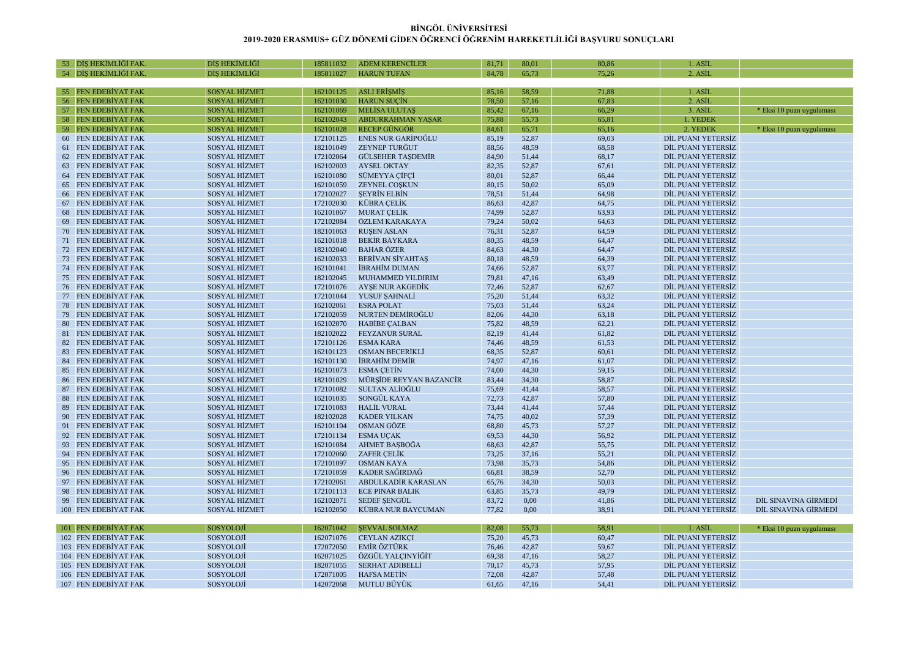**BİNGÖL ÜNİVERSİTESİ**

**2019-2020 ERASMUS+ GÜZ DÖNEMİ GİDEN ÖĞRENCİ ÖĞRENİM HAREKETLİLİĞİ BAŞVURU SONUÇLARI**

| | | | | | | | | | |
|---|---|---|---|---|---|---|---|---|---|
| 53 | DİŞ HEKİMLİĞİ FAK. | DİŞ HEKİMLİĞİ | 185811032 | ADEM KERENCİLER | 81,71 | 80,01 | 80,86 | 1. ASİL | |
| 54 | DİŞ HEKİMLİĞİ FAK. | DİŞ HEKİMLİĞİ | 185811027 | HARUN TUFAN | 84,78 | 65,73 | 75,26 | 2. ASİL | |
| | | | | | | | | | |
| 55 | FEN EDEBİYAT FAK | SOSYAL HİZMET | 162101125 | ASLI ERİŞMİŞ | 85,16 | 58,59 | 71,88 | 1. ASİL | |
| 56 | FEN EDEBİYAT FAK | SOSYAL HİZMET | 162101030 | HARUN SUÇİN | 78,50 | 57,16 | 67,83 | 2. ASİL | |
| 57 | FEN EDEBİYAT FAK | SOSYAL HİZMET | 162101069 | MELİSA ULUTAŞ | 85,42 | 67,16 | 66,29 | 3. ASİL | * Eksi 10 puan uygulaması |
| 58 | FEN EDEBİYAT FAK | SOSYAL HİZMET | 162102043 | ABDURRAHMAN YAŞAR | 75,88 | 55,73 | 65,81 | 1. YEDEK | |
| 59 | FEN EDEBİYAT FAK | SOSYAL HİZMET | 162101028 | RECEP GÜNGÖR | 84,61 | 65,71 | 65,16 | 2. YEDEK | * Eksi 10 puan uygulaması |
| 60 | FEN EDEBİYAT FAK | SOSYAL HİZMET | 172101125 | ENES NUR GARİPOĞLU | 85,19 | 52,87 | 69,03 | DİL PUANI YETERSİZ | |
| 61 | FEN EDEBİYAT FAK | SOSYAL HİZMET | 182101049 | ZEYNEP TURĞUT | 88,56 | 48,59 | 68,58 | DİL PUANI YETERSİZ | |
| 62 | FEN EDEBİYAT FAK | SOSYAL HİZMET | 172102064 | GÜLSEHER TAŞDEMİR | 84,90 | 51,44 | 68,17 | DİL PUANI YETERSİZ | |
| 63 | FEN EDEBİYAT FAK | SOSYAL HİZMET | 162102003 | AYSEL OKTAY | 82,35 | 52,87 | 67,61 | DİL PUANI YETERSİZ | |
| 64 | FEN EDEBİYAT FAK | SOSYAL HİZMET | 162101080 | SÜMEYYA ÇİFÇİ | 80,01 | 52,87 | 66,44 | DİL PUANI YETERSİZ | |
| 65 | FEN EDEBİYAT FAK | SOSYAL HİZMET | 162101059 | ZEYNEL COŞKUN | 80,15 | 50,02 | 65,09 | DİL PUANI YETERSİZ | |
| 66 | FEN EDEBİYAT FAK | SOSYAL HİZMET | 172102027 | ŞEYRİN ELBİN | 78,51 | 51,44 | 64,98 | DİL PUANI YETERSİZ | |
| 67 | FEN EDEBİYAT FAK | SOSYAL HİZMET | 172102030 | KÜBRA ÇELİK | 86,63 | 42,87 | 64,75 | DİL PUANI YETERSİZ | |
| 68 | FEN EDEBİYAT FAK | SOSYAL HİZMET | 162101067 | MURAT ÇELİK | 74,99 | 52,87 | 63,93 | DİL PUANI YETERSİZ | |
| 69 | FEN EDEBİYAT FAK | SOSYAL HİZMET | 172102084 | ÖZLEM KARAKAYA | 79,24 | 50,02 | 64,63 | DİL PUANI YETERSİZ | |
| 70 | FEN EDEBİYAT FAK | SOSYAL HİZMET | 182101063 | RUŞEN ASLAN | 76,31 | 52,87 | 64,59 | DİL PUANI YETERSİZ | |
| 71 | FEN EDEBİYAT FAK | SOSYAL HİZMET | 162101018 | BEKİR BAYKARA | 80,35 | 48,59 | 64,47 | DİL PUANI YETERSİZ | |
| 72 | FEN EDEBİYAT FAK | SOSYAL HİZMET | 182102040 | BAHAR ÖZER | 84,63 | 44,30 | 64,47 | DİL PUANI YETERSİZ | |
| 73 | FEN EDEBİYAT FAK | SOSYAL HİZMET | 162102033 | BERİVAN SİYAHTAŞ | 80,18 | 48,59 | 64,39 | DİL PUANI YETERSİZ | |
| 74 | FEN EDEBİYAT FAK | SOSYAL HİZMET | 162101041 | İBRAHİM DUMAN | 74,66 | 52,87 | 63,77 | DİL PUANI YETERSİZ | |
| 75 | FEN EDEBİYAT FAK | SOSYAL HİZMET | 182102045 | MUHAMMED YILDIRIM | 79,81 | 47,16 | 63,49 | DİL PUANI YETERSİZ | |
| 76 | FEN EDEBİYAT FAK | SOSYAL HİZMET | 172101076 | AYŞE NUR AKGEDİK | 72,46 | 52,87 | 62,67 | DİL PUANI YETERSİZ | |
| 77 | FEN EDEBİYAT FAK | SOSYAL HİZMET | 172101044 | YUSUF ŞAHNALİ | 75,20 | 51,44 | 63,32 | DİL PUANI YETERSİZ | |
| 78 | FEN EDEBİYAT FAK | SOSYAL HİZMET | 162102061 | ESRA POLAT | 75,03 | 51,44 | 63,24 | DİL PUANI YETERSİZ | |
| 79 | FEN EDEBİYAT FAK | SOSYAL HİZMET | 172102059 | NURTEN DEMİROĞLU | 82,06 | 44,30 | 63,18 | DİL PUANI YETERSİZ | |
| 80 | FEN EDEBİYAT FAK | SOSYAL HİZMET | 162102070 | HABİBE ÇALBAN | 75,82 | 48,59 | 62,21 | DİL PUANI YETERSİZ | |
| 81 | FEN EDEBİYAT FAK | SOSYAL HİZMET | 182102022 | FEYZANUR SURAL | 82,19 | 41,44 | 61,82 | DİL PUANI YETERSİZ | |
| 82 | FEN EDEBİYAT FAK | SOSYAL HİZMET | 172101126 | ESMA KARA | 74,46 | 48,59 | 61,53 | DİL PUANI YETERSİZ | |
| 83 | FEN EDEBİYAT FAK | SOSYAL HİZMET | 162101123 | OSMAN BECERİKLİ | 68,35 | 52,87 | 60,61 | DİL PUANI YETERSİZ | |
| 84 | FEN EDEBİYAT FAK | SOSYAL HİZMET | 162101130 | İBRAHİM DEMİR | 74,97 | 47,16 | 61,07 | DİL PUANI YETERSİZ | |
| 85 | FEN EDEBİYAT FAK | SOSYAL HİZMET | 162101073 | ESMA ÇETİN | 74,00 | 44,30 | 59,15 | DİL PUANI YETERSİZ | |
| 86 | FEN EDEBİYAT FAK | SOSYAL HİZMET | 182101029 | MÜRŞİDE REYYAN BAZANCİR | 83,44 | 34,30 | 58,87 | DİL PUANI YETERSİZ | |
| 87 | FEN EDEBİYAT FAK | SOSYAL HİZMET | 172101082 | SULTAN ALİOĞLU | 75,69 | 41,44 | 58,57 | DİL PUANI YETERSİZ | |
| 88 | FEN EDEBİYAT FAK | SOSYAL HİZMET | 162101035 | SONGÜL KAYA | 72,73 | 42,87 | 57,80 | DİL PUANI YETERSİZ | |
| 89 | FEN EDEBİYAT FAK | SOSYAL HİZMET | 172101083 | HALİL VURAL | 73,44 | 41,44 | 57,44 | DİL PUANI YETERSİZ | |
| 90 | FEN EDEBİYAT FAK | SOSYAL HİZMET | 182102028 | KADER YILKAN | 74,75 | 40,02 | 57,39 | DİL PUANI YETERSİZ | |
| 91 | FEN EDEBİYAT FAK | SOSYAL HİZMET | 162101104 | OSMAN GÖZE | 68,80 | 45,73 | 57,27 | DİL PUANI YETERSİZ | |
| 92 | FEN EDEBİYAT FAK | SOSYAL HİZMET | 172101134 | ESMA UÇAK | 69,53 | 44,30 | 56,92 | DİL PUANI YETERSİZ | |
| 93 | FEN EDEBİYAT FAK | SOSYAL HİZMET | 162101084 | AHMET BAŞBOĞA | 68,63 | 42,87 | 55,75 | DİL PUANI YETERSİZ | |
| 94 | FEN EDEBİYAT FAK | SOSYAL HİZMET | 172102060 | ZAFER ÇELİK | 73,25 | 37,16 | 55,21 | DİL PUANI YETERSİZ | |
| 95 | FEN EDEBİYAT FAK | SOSYAL HİZMET | 172101097 | OSMAN KAYA | 73,98 | 35,73 | 54,86 | DİL PUANI YETERSİZ | |
| 96 | FEN EDEBİYAT FAK | SOSYAL HİZMET | 172101059 | KADER SAĞIRDAĞ | 66,81 | 38,59 | 52,70 | DİL PUANI YETERSİZ | |
| 97 | FEN EDEBİYAT FAK | SOSYAL HİZMET | 172102061 | ABDULKADİR KARASLAN | 65,76 | 34,30 | 50,03 | DİL PUANI YETERSİZ | |
| 98 | FEN EDEBİYAT FAK | SOSYAL HİZMET | 172101113 | ECE PINAR BALIK | 63,85 | 35,73 | 49,79 | DİL PUANI YETERSİZ | |
| 99 | FEN EDEBİYAT FAK | SOSYAL HİZMET | 162102071 | SEDEF ŞENGÜL | 83,72 | 0,00 | 41,86 | DİL PUANI YETERSİZ | DİL SINAVINA GİRMEDİ |
| 100 | FEN EDEBİYAT FAK | SOSYAL HİZMET | 162102050 | KÜBRA NUR BAYCUMAN | 77,82 | 0,00 | 38,91 | DİL PUANI YETERSİZ | DİL SINAVINA GİRMEDİ |
| | | | | | | | | | |
| 101 | FEN EDEBİYAT FAK | SOSYOLOJİ | 162071042 | ŞEVVAL SOLMAZ | 82,08 | 55,73 | 58,91 | 1. ASİL | * Eksi 10 puan uygulaması |
| 102 | FEN EDEBİYAT FAK | SOSYOLOJİ | 162071076 | CEYLAN AZIKÇI | 75,20 | 45,73 | 60,47 | DİL PUANI YETERSİZ | |
| 103 | FEN EDEBİYAT FAK | SOSYOLOJİ | 172072050 | EMİR ÖZTÜRK | 76,46 | 42,87 | 59,67 | DİL PUANI YETERSİZ | |
| 104 | FEN EDEBİYAT FAK | SOSYOLOJİ | 162071025 | ÖZGÜL YALÇINYİĞİT | 69,38 | 47,16 | 58,27 | DİL PUANI YETERSİZ | |
| 105 | FEN EDEBİYAT FAK | SOSYOLOJİ | 182071055 | SERHAT ADIBELLİ | 70,17 | 45,73 | 57,95 | DİL PUANI YETERSİZ | |
| 106 | FEN EDEBİYAT FAK | SOSYOLOJİ | 172071005 | HAFSA METİN | 72,08 | 42,87 | 57,48 | DİL PUANI YETERSİZ | |
| 107 | FEN EDEBİYAT FAK | SOSYOLOJİ | 142072068 | MUTLU BÜYÜK | 61,65 | 47,16 | 54,41 | DİL PUANI YETERSİZ | |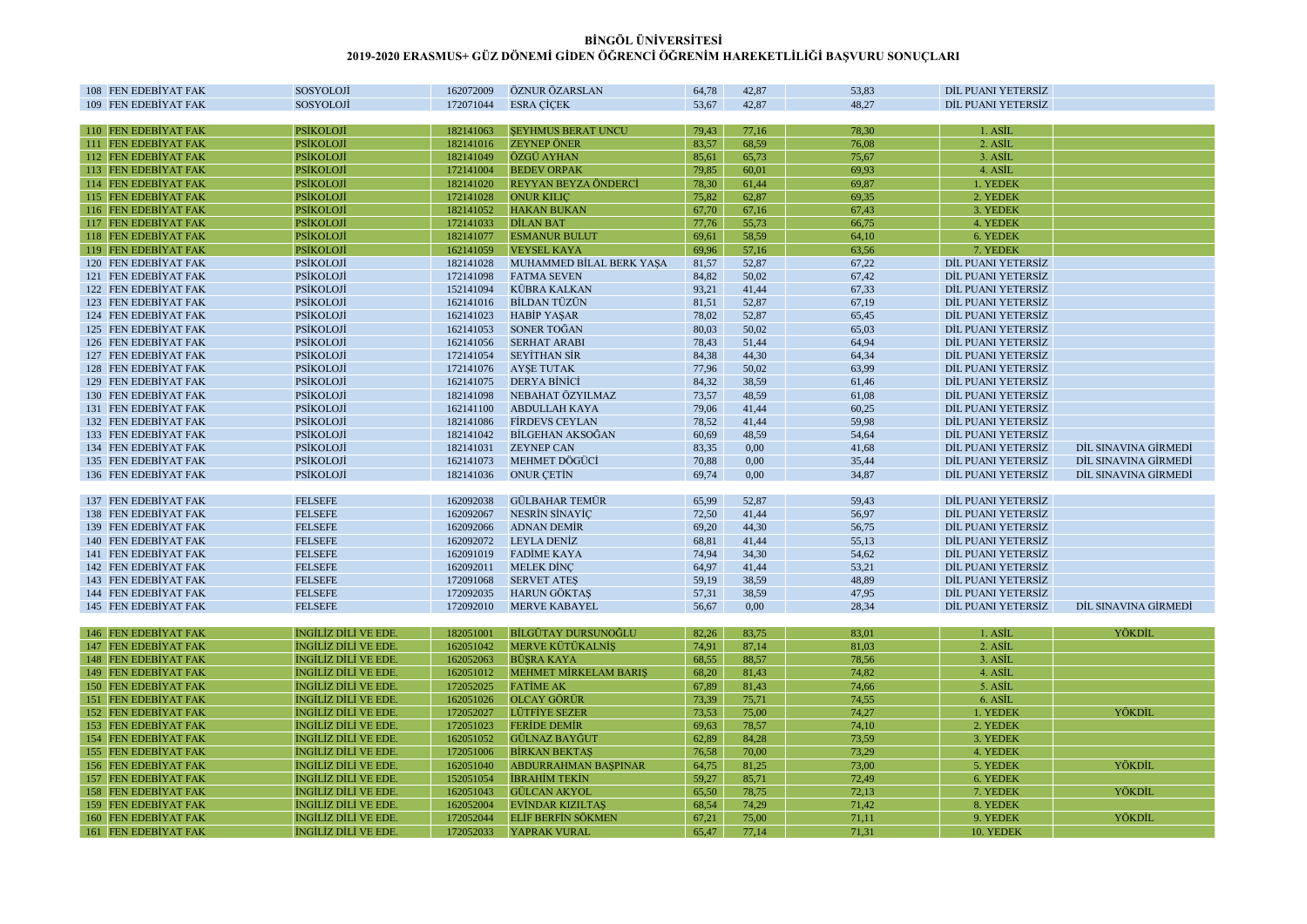# BİNGÖL ÜNİVERSİTESİ

## 2019-2020 ERASMUS+ GÜZ DÖNEMİ GİDEN ÖĞRENCİ ÖĞRENİM HAREKETLİLİĞİ BAŞVURU SONUÇLARI

| | | | | | | | | | |
|---|---|---|---|---|---|---|---|---|---|
| 108 | FEN EDEBİYAT FAK | SOSYOLOJİ | 162072009 | ÖZNUR ÖZARSLAN | 64,78 | 42,87 | 53,83 | DİL PUANI YETERSİZ | |
| 109 | FEN EDEBİYAT FAK | SOSYOLOJİ | 172071044 | ESRA ÇİÇEK | 53,67 | 42,87 | 48,27 | DİL PUANI YETERSİZ | |
| | | | | | | | | | |
| 110 | FEN EDEBİYAT FAK | PSİKOLOJİ | 182141063 | ŞEYHMUS BERAT UNCU | 79,43 | 77,16 | 78,30 | 1. ASİL | |
| 111 | FEN EDEBİYAT FAK | PSİKOLOJİ | 182141016 | ZEYNEP ÖNER | 83,57 | 68,59 | 76,08 | 2. ASİL | |
| 112 | FEN EDEBİYAT FAK | PSİKOLOJİ | 182141049 | ÖZGÜ AYHAN | 85,61 | 65,73 | 75,67 | 3. ASİL | |
| 113 | FEN EDEBİYAT FAK | PSİKOLOJİ | 172141004 | BEDEV ORPAK | 79,85 | 60,01 | 69,93 | 4. ASİL | |
| 114 | FEN EDEBİYAT FAK | PSİKOLOJİ | 182141020 | REYYAN BEYZA ÖNDERCİ | 78,30 | 61,44 | 69,87 | 1. YEDEK | |
| 115 | FEN EDEBİYAT FAK | PSİKOLOJİ | 172141028 | ONUR KILIÇ | 75,82 | 62,87 | 69,35 | 2. YEDEK | |
| 116 | FEN EDEBİYAT FAK | PSİKOLOJİ | 182141052 | HAKAN BUKAN | 67,70 | 67,16 | 67,43 | 3. YEDEK | |
| 117 | FEN EDEBİYAT FAK | PSİKOLOJİ | 172141033 | DİLAN BAT | 77,76 | 55,73 | 66,75 | 4. YEDEK | |
| 118 | FEN EDEBİYAT FAK | PSİKOLOJİ | 182141077 | ESMANUR BULUT | 69,61 | 58,59 | 64,10 | 6. YEDEK | |
| 119 | FEN EDEBİYAT FAK | PSİKOLOJİ | 162141059 | VEYSEL KAYA | 69,96 | 57,16 | 63,56 | 7. YEDEK | |
| 120 | FEN EDEBİYAT FAK | PSİKOLOJİ | 182141028 | MUHAMMED BİLAL BERK YAŞA | 81,57 | 52,87 | 67,22 | DİL PUANI YETERSİZ | |
| 121 | FEN EDEBİYAT FAK | PSİKOLOJİ | 172141098 | FATMA SEVEN | 84,82 | 50,02 | 67,42 | DİL PUANI YETERSİZ | |
| 122 | FEN EDEBİYAT FAK | PSİKOLOJİ | 152141094 | KÜBRA KALKAN | 93,21 | 41,44 | 67,33 | DİL PUANI YETERSİZ | |
| 123 | FEN EDEBİYAT FAK | PSİKOLOJİ | 162141016 | BİLDAN TÜZÜN | 81,51 | 52,87 | 67,19 | DİL PUANI YETERSİZ | |
| 124 | FEN EDEBİYAT FAK | PSİKOLOJİ | 162141023 | HABİP YAŞAR | 78,02 | 52,87 | 65,45 | DİL PUANI YETERSİZ | |
| 125 | FEN EDEBİYAT FAK | PSİKOLOJİ | 162141053 | SONER TOĞAN | 80,03 | 50,02 | 65,03 | DİL PUANI YETERSİZ | |
| 126 | FEN EDEBİYAT FAK | PSİKOLOJİ | 162141056 | SERHAT ARABI | 78,43 | 51,44 | 64,94 | DİL PUANI YETERSİZ | |
| 127 | FEN EDEBİYAT FAK | PSİKOLOJİ | 172141054 | SEYİTHAN SİR | 84,38 | 44,30 | 64,34 | DİL PUANI YETERSİZ | |
| 128 | FEN EDEBİYAT FAK | PSİKOLOJİ | 172141076 | AYŞE TUTAK | 77,96 | 50,02 | 63,99 | DİL PUANI YETERSİZ | |
| 129 | FEN EDEBİYAT FAK | PSİKOLOJİ | 162141075 | DERYA BİNİCİ | 84,32 | 38,59 | 61,46 | DİL PUANI YETERSİZ | |
| 130 | FEN EDEBİYAT FAK | PSİKOLOJİ | 182141098 | NEBAHAT ÖZYILMAZ | 73,57 | 48,59 | 61,08 | DİL PUANI YETERSİZ | |
| 131 | FEN EDEBİYAT FAK | PSİKOLOJİ | 162141100 | ABDULLAH KAYA | 79,06 | 41,44 | 60,25 | DİL PUANI YETERSİZ | |
| 132 | FEN EDEBİYAT FAK | PSİKOLOJİ | 182141086 | FİRDEVS CEYLAN | 78,52 | 41,44 | 59,98 | DİL PUANI YETERSİZ | |
| 133 | FEN EDEBİYAT FAK | PSİKOLOJİ | 182141042 | BİLGEHAN AKSOĞAN | 60,69 | 48,59 | 54,64 | DİL PUANI YETERSİZ | |
| 134 | FEN EDEBİYAT FAK | PSİKOLOJİ | 182141031 | ZEYNEP CAN | 83,35 | 0,00 | 41,68 | DİL PUANI YETERSİZ | DİL SINAVINA GİRMEDİ |
| 135 | FEN EDEBİYAT FAK | PSİKOLOJİ | 162141073 | MEHMET DÖGÜCİ | 70,88 | 0,00 | 35,44 | DİL PUANI YETERSİZ | DİL SINAVINA GİRMEDİ |
| 136 | FEN EDEBİYAT FAK | PSİKOLOJİ | 182141036 | ONUR ÇETİN | 69,74 | 0,00 | 34,87 | DİL PUANI YETERSİZ | DİL SINAVINA GİRMEDİ |
| | | | | | | | | | |
| 137 | FEN EDEBİYAT FAK | FELSEFE | 162092038 | GÜLBAHAR TEMÜR | 65,99 | 52,87 | 59,43 | DİL PUANI YETERSİZ | |
| 138 | FEN EDEBİYAT FAK | FELSEFE | 162092067 | NESRİN SİNAYİÇ | 72,50 | 41,44 | 56,97 | DİL PUANI YETERSİZ | |
| 139 | FEN EDEBİYAT FAK | FELSEFE | 162092066 | ADNAN DEMİR | 69,20 | 44,30 | 56,75 | DİL PUANI YETERSİZ | |
| 140 | FEN EDEBİYAT FAK | FELSEFE | 162092072 | LEYLA DENİZ | 68,81 | 41,44 | 55,13 | DİL PUANI YETERSİZ | |
| 141 | FEN EDEBİYAT FAK | FELSEFE | 162091019 | FADİME KAYA | 74,94 | 34,30 | 54,62 | DİL PUANI YETERSİZ | |
| 142 | FEN EDEBİYAT FAK | FELSEFE | 162092011 | MELEK DİNÇ | 64,97 | 41,44 | 53,21 | DİL PUANI YETERSİZ | |
| 143 | FEN EDEBİYAT FAK | FELSEFE | 172091068 | SERVET ATEŞ | 59,19 | 38,59 | 48,89 | DİL PUANI YETERSİZ | |
| 144 | FEN EDEBİYAT FAK | FELSEFE | 172092035 | HARUN GÖKTAŞ | 57,31 | 38,59 | 47,95 | DİL PUANI YETERSİZ | |
| 145 | FEN EDEBİYAT FAK | FELSEFE | 172092010 | MERVE KABAYEL | 56,67 | 0,00 | 28,34 | DİL PUANI YETERSİZ | DİL SINAVINA GİRMEDİ |
| | | | | | | | | | |
| 146 | FEN EDEBİYAT FAK | İNGİLİZ DİLİ VE EDE. | 182051001 | BİLGÜTAY DURSUNOĞLU | 82,26 | 83,75 | 83,01 | 1. ASİL | YÖKDİL |
| 147 | FEN EDEBİYAT FAK | İNGİLİZ DİLİ VE EDE. | 162051042 | MERVE KÜTÜKALNİŞ | 74,91 | 87,14 | 81,03 | 2. ASİL | |
| 148 | FEN EDEBİYAT FAK | İNGİLİZ DİLİ VE EDE. | 162052063 | BÜŞRA KAYA | 68,55 | 88,57 | 78,56 | 3. ASİL | |
| 149 | FEN EDEBİYAT FAK | İNGİLİZ DİLİ VE EDE. | 162051012 | MEHMET MİRKELAM BARIŞ | 68,20 | 81,43 | 74,82 | 4. ASİL | |
| 150 | FEN EDEBİYAT FAK | İNGİLİZ DİLİ VE EDE. | 172052025 | FATİME AK | 67,89 | 81,43 | 74,66 | 5. ASİL | |
| 151 | FEN EDEBİYAT FAK | İNGİLİZ DİLİ VE EDE. | 162051026 | OLCAY GÖRÜR | 73,39 | 75,71 | 74,55 | 6. ASİL | |
| 152 | FEN EDEBİYAT FAK | İNGİLİZ DİLİ VE EDE. | 172052027 | LÜTFİYE SEZER | 73,53 | 75,00 | 74,27 | 1. YEDEK | YÖKDİL |
| 153 | FEN EDEBİYAT FAK | İNGİLİZ DİLİ VE EDE. | 172051023 | FERİDE DEMİR | 69,63 | 78,57 | 74,10 | 2. YEDEK | |
| 154 | FEN EDEBİYAT FAK | İNGİLİZ DİLİ VE EDE. | 162051052 | GÜLNAZ BAYĞUT | 62,89 | 84,28 | 73,59 | 3. YEDEK | |
| 155 | FEN EDEBİYAT FAK | İNGİLİZ DİLİ VE EDE. | 172051006 | BİRKAN BEKTAŞ | 76,58 | 70,00 | 73,29 | 4. YEDEK | |
| 156 | FEN EDEBİYAT FAK | İNGİLİZ DİLİ VE EDE. | 162051040 | ABDURRAHMAN BAŞPINAR | 64,75 | 81,25 | 73,00 | 5. YEDEK | YÖKDİL |
| 157 | FEN EDEBİYAT FAK | İNGİLİZ DİLİ VE EDE. | 152051054 | İBRAHİM TEKİN | 59,27 | 85,71 | 72,49 | 6. YEDEK | |
| 158 | FEN EDEBİYAT FAK | İNGİLİZ DİLİ VE EDE. | 162051043 | GÜLCAN AKYOL | 65,50 | 78,75 | 72,13 | 7. YEDEK | YÖKDİL |
| 159 | FEN EDEBİYAT FAK | İNGİLİZ DİLİ VE EDE. | 162052004 | EVİNDAR KIZILTAŞ | 68,54 | 74,29 | 71,42 | 8. YEDEK | |
| 160 | FEN EDEBİYAT FAK | İNGİLİZ DİLİ VE EDE. | 172052044 | ELİF BERFİN SÖKMEN | 67,21 | 75,00 | 71,11 | 9. YEDEK | YÖKDİL |
| 161 | FEN EDEBİYAT FAK | İNGİLİZ DİLİ VE EDE. | 172052033 | YAPRAK VURAL | 65,47 | 77,14 | 71,31 | 10. YEDEK | |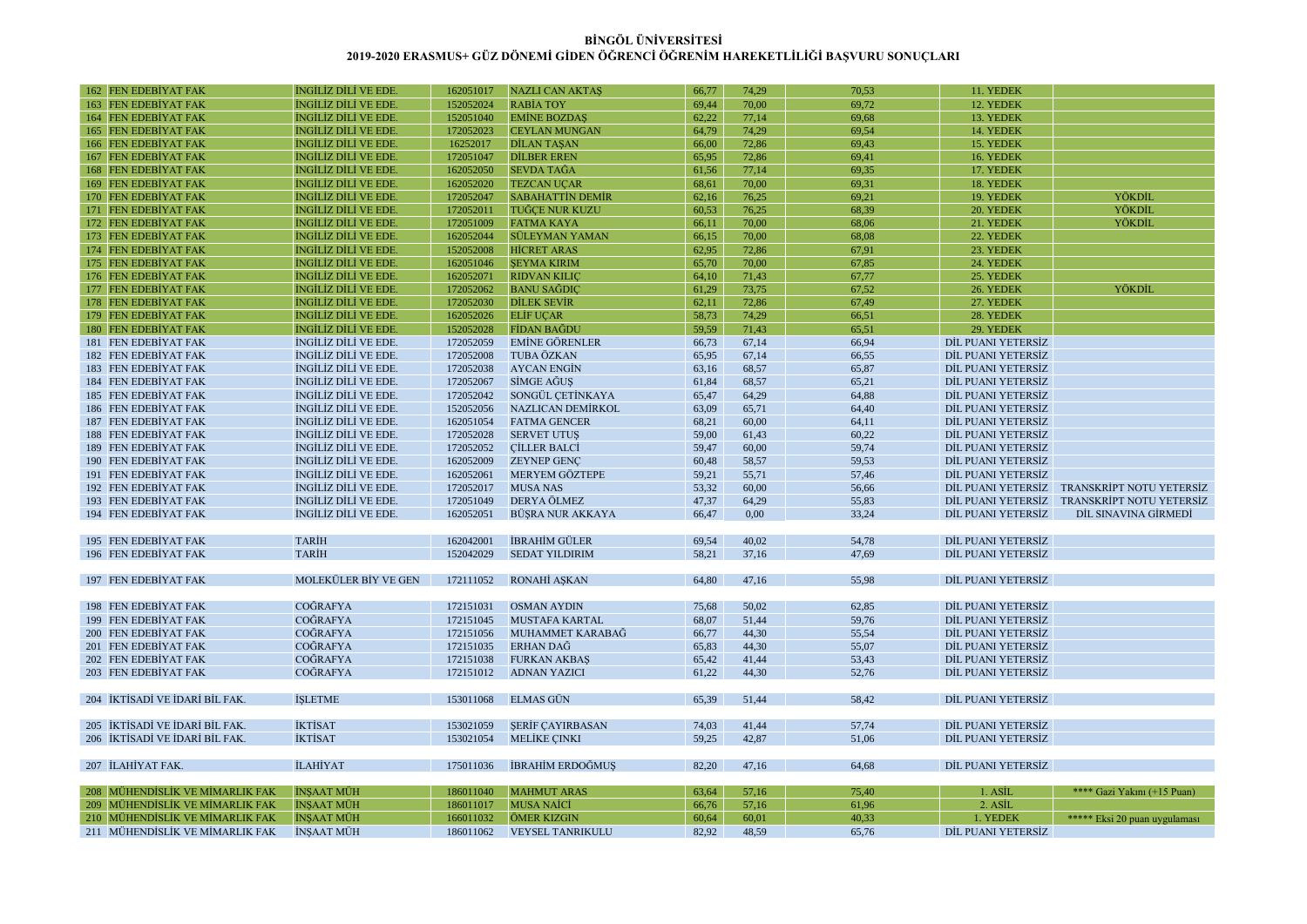# BİNGÖL ÜNİVERSİTESİ

## 2019-2020 ERASMUS+ GÜZ DÖNEMİ GİDEN ÖĞRENCİ ÖĞRENİM HAREKETLİLİĞİ BAŞVURU SONUÇLARI

| | | | | | | | | | |
|---|---|---|---|---|---|---|---|---|---|
| 162 | FEN EDEBİYAT FAK | İNGİLİZ DİLİ VE EDE. | 162051017 | NAZLI CAN AKTAŞ | 66,77 | 74,29 | 70,53 | 11. YEDEK | |
| 163 | FEN EDEBİYAT FAK | İNGİLİZ DİLİ VE EDE. | 152052024 | RABİA TOY | 69,44 | 70,00 | 69,72 | 12. YEDEK | |
| 164 | FEN EDEBİYAT FAK | İNGİLİZ DİLİ VE EDE. | 152051040 | EMİNE BOZDAŞ | 62,22 | 77,14 | 69,68 | 13. YEDEK | |
| 165 | FEN EDEBİYAT FAK | İNGİLİZ DİLİ VE EDE. | 172052023 | CEYLAN MUNGAN | 64,79 | 74,29 | 69,54 | 14. YEDEK | |
| 166 | FEN EDEBİYAT FAK | İNGİLİZ DİLİ VE EDE. | 16252017 | DİLAN TAŞAN | 66,00 | 72,86 | 69,43 | 15. YEDEK | |
| 167 | FEN EDEBİYAT FAK | İNGİLİZ DİLİ VE EDE. | 172051047 | DİLBER EREN | 65,95 | 72,86 | 69,41 | 16. YEDEK | |
| 168 | FEN EDEBİYAT FAK | İNGİLİZ DİLİ VE EDE. | 162052050 | SEVDA TAĞA | 61,56 | 77,14 | 69,35 | 17. YEDEK | |
| 169 | FEN EDEBİYAT FAK | İNGİLİZ DİLİ VE EDE. | 162052020 | TEZCAN UÇAR | 68,61 | 70,00 | 69,31 | 18. YEDEK | |
| 170 | FEN EDEBİYAT FAK | İNGİLİZ DİLİ VE EDE. | 172052047 | SABAHATTİN DEMİR | 62,16 | 76,25 | 69,21 | 19. YEDEK | YÖKDİL |
| 171 | FEN EDEBİYAT FAK | İNGİLİZ DİLİ VE EDE. | 172052011 | TUĞÇE NUR KUZU | 60,53 | 76,25 | 68,39 | 20. YEDEK | YÖKDİL |
| 172 | FEN EDEBİYAT FAK | İNGİLİZ DİLİ VE EDE. | 172051009 | FATMA KAYA | 66,11 | 70,00 | 68,06 | 21. YEDEK | YÖKDİL |
| 173 | FEN EDEBİYAT FAK | İNGİLİZ DİLİ VE EDE. | 162052044 | SÜLEYMAN YAMAN | 66,15 | 70,00 | 68,08 | 22. YEDEK | |
| 174 | FEN EDEBİYAT FAK | İNGİLİZ DİLİ VE EDE. | 152052008 | HİCRET ARAS | 62,95 | 72,86 | 67,91 | 23. YEDEK | |
| 175 | FEN EDEBİYAT FAK | İNGİLİZ DİLİ VE EDE. | 162051046 | ŞEYMA KIRIM | 65,70 | 70,00 | 67,85 | 24. YEDEK | |
| 176 | FEN EDEBİYAT FAK | İNGİLİZ DİLİ VE EDE. | 162052071 | RIDVAN KILIÇ | 64,10 | 71,43 | 67,77 | 25. YEDEK | |
| 177 | FEN EDEBİYAT FAK | İNGİLİZ DİLİ VE EDE. | 172052062 | BANU SAĞDIÇ | 61,29 | 73,75 | 67,52 | 26. YEDEK | YÖKDİL |
| 178 | FEN EDEBİYAT FAK | İNGİLİZ DİLİ VE EDE. | 172052030 | DİLEK SEVİR | 62,11 | 72,86 | 67,49 | 27. YEDEK | |
| 179 | FEN EDEBİYAT FAK | İNGİLİZ DİLİ VE EDE. | 162052026 | ELİF UÇAR | 58,73 | 74,29 | 66,51 | 28. YEDEK | |
| 180 | FEN EDEBİYAT FAK | İNGİLİZ DİLİ VE EDE. | 152052028 | FİDAN BAĞDU | 59,59 | 71,43 | 65,51 | 29. YEDEK | |
| 181 | FEN EDEBİYAT FAK | İNGİLİZ DİLİ VE EDE. | 172052059 | EMİNE GÖRENLER | 66,73 | 67,14 | 66,94 | DİL PUANI YETERSİZ | |
| 182 | FEN EDEBİYAT FAK | İNGİLİZ DİLİ VE EDE. | 172052008 | TUBA ÖZKAN | 65,95 | 67,14 | 66,55 | DİL PUANI YETERSİZ | |
| 183 | FEN EDEBİYAT FAK | İNGİLİZ DİLİ VE EDE. | 172052038 | AYCAN ENGİN | 63,16 | 68,57 | 65,87 | DİL PUANI YETERSİZ | |
| 184 | FEN EDEBİYAT FAK | İNGİLİZ DİLİ VE EDE. | 172052067 | SİMGE AĞUŞ | 61,84 | 68,57 | 65,21 | DİL PUANI YETERSİZ | |
| 185 | FEN EDEBİYAT FAK | İNGİLİZ DİLİ VE EDE. | 172052042 | SONGÜL ÇETİNKAYA | 65,47 | 64,29 | 64,88 | DİL PUANI YETERSİZ | |
| 186 | FEN EDEBİYAT FAK | İNGİLİZ DİLİ VE EDE. | 152052056 | NAZLICAN DEMİRKOL | 63,09 | 65,71 | 64,40 | DİL PUANI YETERSİZ | |
| 187 | FEN EDEBİYAT FAK | İNGİLİZ DİLİ VE EDE. | 162051054 | FATMA GENCER | 68,21 | 60,00 | 64,11 | DİL PUANI YETERSİZ | |
| 188 | FEN EDEBİYAT FAK | İNGİLİZ DİLİ VE EDE. | 172052028 | SERVET UTUŞ | 59,00 | 61,43 | 60,22 | DİL PUANI YETERSİZ | |
| 189 | FEN EDEBİYAT FAK | İNGİLİZ DİLİ VE EDE. | 172052052 | ÇİLLER BALCİ | 59,47 | 60,00 | 59,74 | DİL PUANI YETERSİZ | |
| 190 | FEN EDEBİYAT FAK | İNGİLİZ DİLİ VE EDE. | 162052009 | ZEYNEP GENÇ | 60,48 | 58,57 | 59,53 | DİL PUANI YETERSİZ | |
| 191 | FEN EDEBİYAT FAK | İNGİLİZ DİLİ VE EDE. | 162052061 | MERYEM GÖZTEPE | 59,21 | 55,71 | 57,46 | DİL PUANI YETERSİZ | |
| 192 | FEN EDEBİYAT FAK | İNGİLİZ DİLİ VE EDE. | 172052017 | MUSA NAS | 53,32 | 60,00 | 56,66 | DİL PUANI YETERSİZ | TRANSKRİPT NOTU YETERSİZ |
| 193 | FEN EDEBİYAT FAK | İNGİLİZ DİLİ VE EDE. | 172051049 | DERYA ÖLMEZ | 47,37 | 64,29 | 55,83 | DİL PUANI YETERSİZ | TRANSKRİPT NOTU YETERSİZ |
| 194 | FEN EDEBİYAT FAK | İNGİLİZ DİLİ VE EDE. | 162052051 | BÜŞRA NUR AKKAYA | 66,47 | 0,00 | 33,24 | DİL PUANI YETERSİZ | DİL SINAVINA GİRMEDİ |
| 195 | FEN EDEBİYAT FAK | TARİH | 162042001 | İBRAHİM GÜLER | 69,54 | 40,02 | 54,78 | DİL PUANI YETERSİZ | |
| 196 | FEN EDEBİYAT FAK | TARİH | 152042029 | SEDAT YILDIRIM | 58,21 | 37,16 | 47,69 | DİL PUANI YETERSİZ | |
| 197 | FEN EDEBİYAT FAK | MOLEKÜLER BİY VE GEN | 172111052 | RONAHİ AŞKAN | 64,80 | 47,16 | 55,98 | DİL PUANI YETERSİZ | |
| 198 | FEN EDEBİYAT FAK | COĞRAFYA | 172151031 | OSMAN AYDIN | 75,68 | 50,02 | 62,85 | DİL PUANI YETERSİZ | |
| 199 | FEN EDEBİYAT FAK | COĞRAFYA | 172151045 | MUSTAFA KARTAL | 68,07 | 51,44 | 59,76 | DİL PUANI YETERSİZ | |
| 200 | FEN EDEBİYAT FAK | COĞRAFYA | 172151056 | MUHAMMET KARABAĞ | 66,77 | 44,30 | 55,54 | DİL PUANI YETERSİZ | |
| 201 | FEN EDEBİYAT FAK | COĞRAFYA | 172151035 | ERHAN DAĞ | 65,83 | 44,30 | 55,07 | DİL PUANI YETERSİZ | |
| 202 | FEN EDEBİYAT FAK | COĞRAFYA | 172151038 | FURKAN AKBAŞ | 65,42 | 41,44 | 53,43 | DİL PUANI YETERSİZ | |
| 203 | FEN EDEBİYAT FAK | COĞRAFYA | 172151012 | ADNAN YAZICI | 61,22 | 44,30 | 52,76 | DİL PUANI YETERSİZ | |
| 204 | İKTİSADİ VE İDARİ BİL FAK. | İŞLETME | 153011068 | ELMAS GÜN | 65,39 | 51,44 | 58,42 | DİL PUANI YETERSİZ | |
| 205 | İKTİSADİ VE İDARİ BİL FAK. | İKTİSAT | 153021059 | ŞERİF ÇAYIRBASAN | 74,03 | 41,44 | 57,74 | DİL PUANI YETERSİZ | |
| 206 | İKTİSADİ VE İDARİ BİL FAK. | İKTİSAT | 153021054 | MELİKE ÇINKI | 59,25 | 42,87 | 51,06 | DİL PUANI YETERSİZ | |
| 207 | İLAHİYAT FAK. | İLAHİYAT | 175011036 | İBRAHİM ERDOĞMUŞ | 82,20 | 47,16 | 64,68 | DİL PUANI YETERSİZ | |
| 208 | MÜHENDİSLİK VE MİMARLIK FAK | İNŞAAT MÜH | 186011040 | MAHMUT ARAS | 63,64 | 57,16 | 75,40 | 1. ASİL | **** Gazi Yakını (+15 Puan) |
| 209 | MÜHENDİSLİK VE MİMARLIK FAK | İNŞAAT MÜH | 186011017 | MUSA NAİCİ | 66,76 | 57,16 | 61,96 | 2. ASİL | |
| 210 | MÜHENDİSLİK VE MİMARLIK FAK | İNŞAAT MÜH | 166011032 | ÖMER KIZGIN | 60,64 | 60,01 | 40,33 | 1. YEDEK | ***** Eksi 20 puan uygulaması |
| 211 | MÜHENDİSLİK VE MİMARLIK FAK | İNŞAAT MÜH | 186011062 | VEYSEL TANRIKULU | 82,92 | 48,59 | 65,76 | DİL PUANI YETERSİZ | |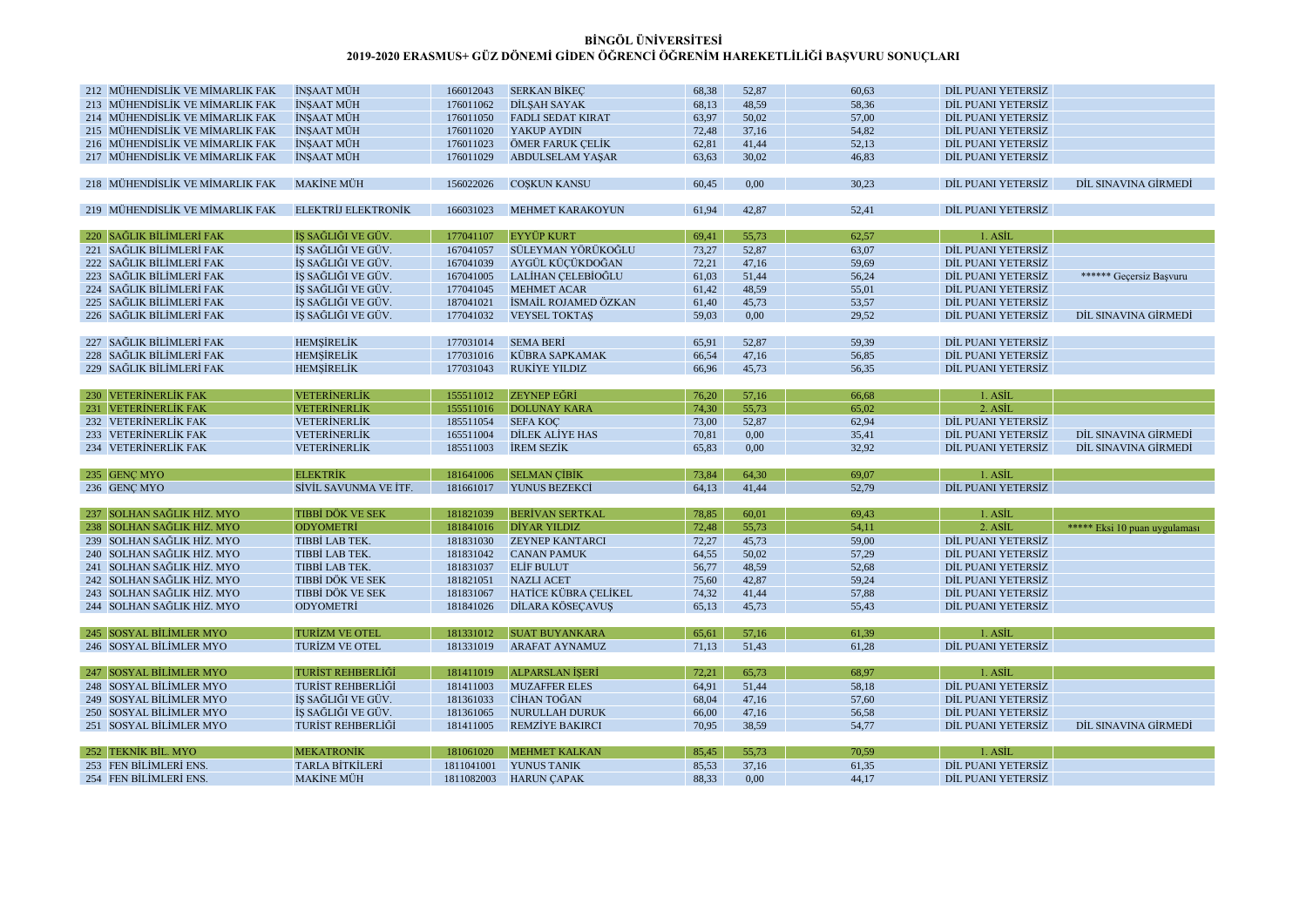**BİNGÖL ÜNİVERSİTESİ**

**2019-2020 ERASMUS+ GÜZ DÖNEMİ GİDEN ÖĞRENCİ ÖĞRENİM HAREKETLİLİĞİ BAŞVURU SONUÇLARI**

| | | | | | | | | | |
|---|---|---|---|---|---|---|---|---|---|
| 212 | MÜHENDİSLİK VE MİMARLIK FAK | İNŞAAT MÜH | 166012043 | SERKAN BİKEÇ | 68,38 | 52,87 | 60,63 | DİL PUANI YETERSİZ | |
| 213 | MÜHENDİSLİK VE MİMARLIK FAK | İNŞAAT MÜH | 176011062 | DİLŞAH SAYAK | 68,13 | 48,59 | 58,36 | DİL PUANI YETERSİZ | |
| 214 | MÜHENDİSLİK VE MİMARLIK FAK | İNŞAAT MÜH | 176011050 | FADLI SEDAT KIRAT | 63,97 | 50,02 | 57,00 | DİL PUANI YETERSİZ | |
| 215 | MÜHENDİSLİK VE MİMARLIK FAK | İNŞAAT MÜH | 176011020 | YAKUP AYDIN | 72,48 | 37,16 | 54,82 | DİL PUANI YETERSİZ | |
| 216 | MÜHENDİSLİK VE MİMARLIK FAK | İNŞAAT MÜH | 176011023 | ÖMER FARUK ÇELİK | 62,81 | 41,44 | 52,13 | DİL PUANI YETERSİZ | |
| 217 | MÜHENDİSLİK VE MİMARLIK FAK | İNŞAAT MÜH | 176011029 | ABDULSELAM YAŞAR | 63,63 | 30,02 | 46,83 | DİL PUANI YETERSİZ | |
| 218 | MÜHENDİSLİK VE MİMARLIK FAK | MAKİNE MÜH | 156022026 | COŞKUN KANSU | 60,45 | 0,00 | 30,23 | DİL PUANI YETERSİZ | DİL SINAVINA GİRMEDİ |
| 219 | MÜHENDİSLİK VE MİMARLIK FAK | ELEKTRİJ ELEKTRONİK | 166031023 | MEHMET KARAKOYUN | 61,94 | 42,87 | 52,41 | DİL PUANI YETERSİZ | |
| 220 | SAĞLIK BİLİMLERİ FAK | İŞ SAĞLIĞI VE GÜV. | 177041107 | EYYÜP KURT | 69,41 | 55,73 | 62,57 | 1. ASİL | |
| 221 | SAĞLIK BİLİMLERİ FAK | İŞ SAĞLIĞI VE GÜV. | 167041057 | SÜLEYMAN YÖRÜKOĞLU | 73,27 | 52,87 | 63,07 | DİL PUANI YETERSİZ | |
| 222 | SAĞLIK BİLİMLERİ FAK | İŞ SAĞLIĞI VE GÜV. | 167041039 | AYGÜL KÜÇÜKDOĞAN | 72,21 | 47,16 | 59,69 | DİL PUANI YETERSİZ | |
| 223 | SAĞLIK BİLİMLERİ FAK | İŞ SAĞLIĞI VE GÜV. | 167041005 | LALİHAN ÇELEBİOĞLU | 61,03 | 51,44 | 56,24 | DİL PUANI YETERSİZ | ****** Geçersiz Başvuru |
| 224 | SAĞLIK BİLİMLERİ FAK | İŞ SAĞLIĞI VE GÜV. | 177041045 | MEHMET ACAR | 61,42 | 48,59 | 55,01 | DİL PUANI YETERSİZ | |
| 225 | SAĞLIK BİLİMLERİ FAK | İŞ SAĞLIĞI VE GÜV. | 187041021 | İSMAİL ROJAMED ÖZKAN | 61,40 | 45,73 | 53,57 | DİL PUANI YETERSİZ | |
| 226 | SAĞLIK BİLİMLERİ FAK | İŞ SAĞLIĞI VE GÜV. | 177041032 | VEYSEL TOKTAŞ | 59,03 | 0,00 | 29,52 | DİL PUANI YETERSİZ | DİL SINAVINA GİRMEDİ |
| 227 | SAĞLIK BİLİMLERİ FAK | HEMŞİRELİK | 177031014 | SEMA BERİ | 65,91 | 52,87 | 59,39 | DİL PUANI YETERSİZ | |
| 228 | SAĞLIK BİLİMLERİ FAK | HEMŞİRELİK | 177031016 | KÜBRA SAPKAMAK | 66,54 | 47,16 | 56,85 | DİL PUANI YETERSİZ | |
| 229 | SAĞLIK BİLİMLERİ FAK | HEMŞİRELİK | 177031043 | RUKİYE YILDIZ | 66,96 | 45,73 | 56,35 | DİL PUANI YETERSİZ | |
| 230 | VETERİNERLİK FAK | VETERİNERLİK | 155511012 | ZEYNEP EĞRİ | 76,20 | 57,16 | 66,68 | 1. ASİL | |
| 231 | VETERİNERLİK FAK | VETERİNERLİK | 155511016 | DOLUNAY KARA | 74,30 | 55,73 | 65,02 | 2. ASİL | |
| 232 | VETERİNERLİK FAK | VETERİNERLİK | 185511054 | SEFA KOÇ | 73,00 | 52,87 | 62,94 | DİL PUANI YETERSİZ | |
| 233 | VETERİNERLİK FAK | VETERİNERLİK | 165511004 | DİLEK ALİYE HAS | 70,81 | 0,00 | 35,41 | DİL PUANI YETERSİZ | DİL SINAVINA GİRMEDİ |
| 234 | VETERİNERLİK FAK | VETERİNERLİK | 185511003 | İREM SEZİK | 65,83 | 0,00 | 32,92 | DİL PUANI YETERSİZ | DİL SINAVINA GİRMEDİ |
| 235 | GENÇ MYO | ELEKTRİK | 181641006 | SELMAN ÇİBİK | 73,84 | 64,30 | 69,07 | 1. ASİL | |
| 236 | GENÇ MYO | SİVİL SAVUNMA VE İTF. | 181661017 | YUNUS BEZEKCİ | 64,13 | 41,44 | 52,79 | DİL PUANI YETERSİZ | |
| 237 | SOLHAN SAĞLIK HİZ. MYO | TIBBİ DÖK VE SEK | 181821039 | BERİVAN SERTKAL | 78,85 | 60,01 | 69,43 | 1. ASİL | |
| 238 | SOLHAN SAĞLIK HİZ. MYO | ODYOMETRİ | 181841016 | DİYAR YILDIZ | 72,48 | 55,73 | 54,11 | 2. ASİL | ***** Eksi 10 puan uygulaması |
| 239 | SOLHAN SAĞLIK HİZ. MYO | TIBBİ LAB TEK. | 181831030 | ZEYNEP KANTARCI | 72,27 | 45,73 | 59,00 | DİL PUANI YETERSİZ | |
| 240 | SOLHAN SAĞLIK HİZ. MYO | TIBBİ LAB TEK. | 181831042 | CANAN PAMUK | 64,55 | 50,02 | 57,29 | DİL PUANI YETERSİZ | |
| 241 | SOLHAN SAĞLIK HİZ. MYO | TIBBİ LAB TEK. | 181831037 | ELİF BULUT | 56,77 | 48,59 | 52,68 | DİL PUANI YETERSİZ | |
| 242 | SOLHAN SAĞLIK HİZ. MYO | TIBBİ DÖK VE SEK | 181821051 | NAZLI ACET | 75,60 | 42,87 | 59,24 | DİL PUANI YETERSİZ | |
| 243 | SOLHAN SAĞLIK HİZ. MYO | TIBBİ DÖK VE SEK | 181831067 | HATİCE KÜBRA ÇELİKEL | 74,32 | 41,44 | 57,88 | DİL PUANI YETERSİZ | |
| 244 | SOLHAN SAĞLIK HİZ. MYO | ODYOMETRİ | 181841026 | DİLARA KÖSEÇAVUŞ | 65,13 | 45,73 | 55,43 | DİL PUANI YETERSİZ | |
| 245 | SOSYAL BİLİMLER MYO | TURİZM VE OTEL | 181331012 | SUAT BUYANKARA | 65,61 | 57,16 | 61,39 | 1. ASİL | |
| 246 | SOSYAL BİLİMLER MYO | TURİZM VE OTEL | 181331019 | ARAFAT AYNAMUZ | 71,13 | 51,43 | 61,28 | DİL PUANI YETERSİZ | |
| 247 | SOSYAL BİLİMLER MYO | TURİST REHBERLİĞİ | 181411019 | ALPARSLAN İŞERİ | 72,21 | 65,73 | 68,97 | 1. ASİL | |
| 248 | SOSYAL BİLİMLER MYO | TURİST REHBERLİĞİ | 181411003 | MUZAFFER ELES | 64,91 | 51,44 | 58,18 | DİL PUANI YETERSİZ | |
| 249 | SOSYAL BİLİMLER MYO | İŞ SAĞLIĞI VE GÜV. | 181361033 | CİHAN TOĞAN | 68,04 | 47,16 | 57,60 | DİL PUANI YETERSİZ | |
| 250 | SOSYAL BİLİMLER MYO | İŞ SAĞLIĞI VE GÜV. | 181361065 | NURULLAH DURUK | 66,00 | 47,16 | 56,58 | DİL PUANI YETERSİZ | |
| 251 | SOSYAL BİLİMLER MYO | TURİST REHBERLİĞİ | 181411005 | REMZİYE BAKIRCI | 70,95 | 38,59 | 54,77 | DİL PUANI YETERSİZ | DİL SINAVINA GİRMEDİ |
| 252 | TEKNİK BİL. MYO | MEKATRONİK | 181061020 | MEHMET KALKAN | 85,45 | 55,73 | 70,59 | 1. ASİL | |
| 253 | FEN BİLİMLERİ ENS. | TARLA BİTKİLERİ | 1811041001 | YUNUS TANIK | 85,53 | 37,16 | 61,35 | DİL PUANI YETERSİZ | |
| 254 | FEN BİLİMLERİ ENS. | MAKİNE MÜH | 1811082003 | HARUN ÇAPAK | 88,33 | 0,00 | 44,17 | DİL PUANI YETERSİZ | |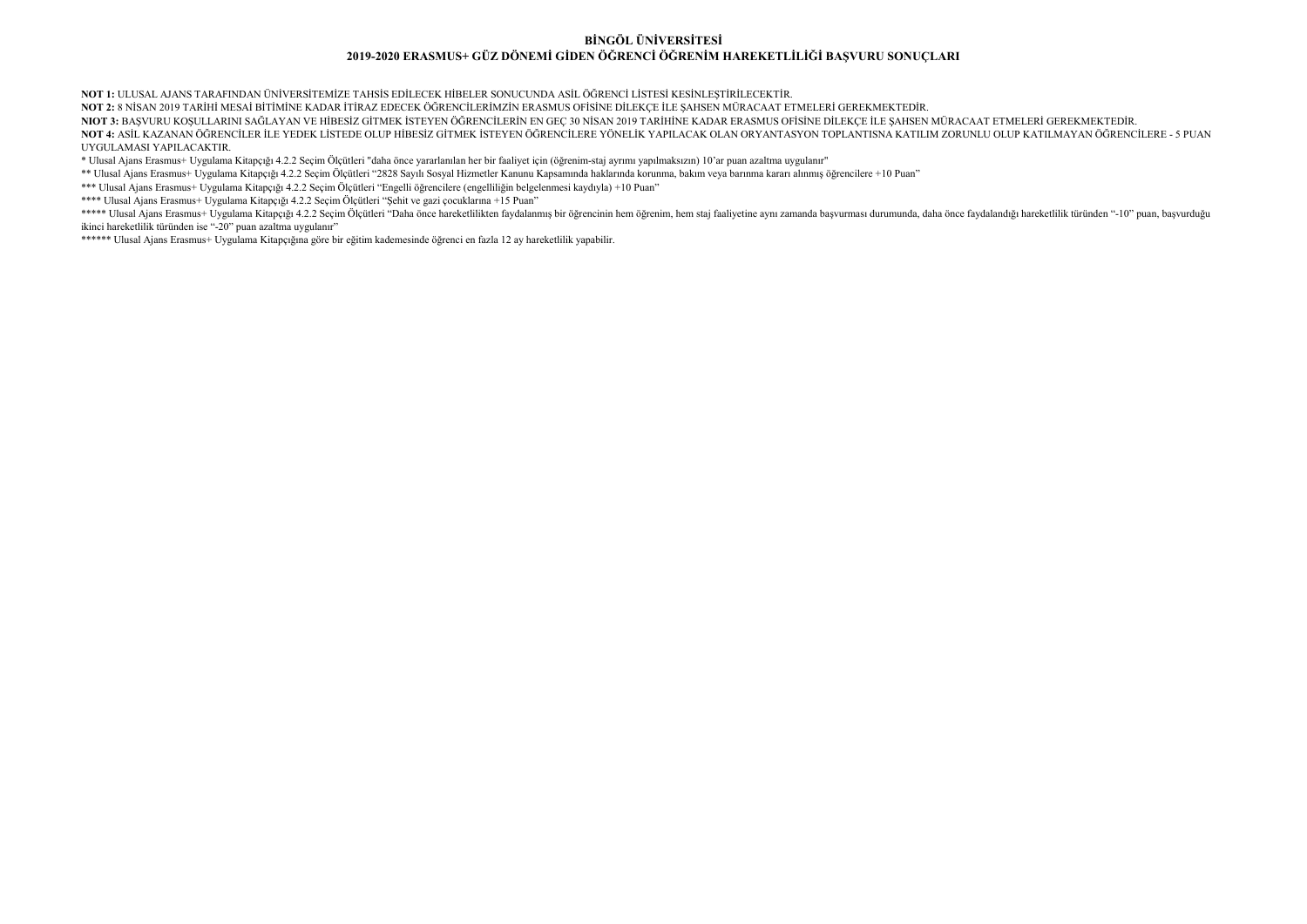**BİNGÖL ÜNİVERSİTESİ**

**2019-2020 ERASMUS+ GÜZ DÖNEMİ GİDEN ÖĞRENCİ ÖĞRENİM HAREKETLİLİĞİ BAŞVURU SONUÇLARI**

**NOT 1:** ULUSAL AJANS TARAFINDAN ÜNİVERSİTEMİZE TAHSİS EDİLECEK HİBELER SONUCUNDA ASİL ÖĞRENCİ LİSTESİ KESİNLEŞTİRİLECEKTİR.

**NOT 2:** 8 NİSAN 2019 TARİHİ MESAİ BİTİMİNE KADAR İTİRAZ EDECEK ÖĞRENCİLERİMZİN ERASMUS OFİSİNE DİLEKÇE İLE ŞAHSEN MÜRACAAT ETMELERİ GEREKMEKTEDİR.

**NIOT 3:** BAŞVURU KOŞULLARINI SAĞLAYAN VE HİBESİZ GİTMEK İSTEYEN ÖĞRENCİLERİN EN GEÇ 30 NİSAN 2019 TARİHİNE KADAR ERASMUS OFİSİNE DİLEKÇE İLE ŞAHSEN MÜRACAAT ETMELERİ GEREKMEKTEDİR.

**NOT 4:** ASİL KAZANAN ÖĞRENCİLER İLE YEDEK LİSTEDE OLUP HİBESİZ GİTMEK İSTEYEN ÖĞRENCİLERE YÖNELİK YAPILACAK OLAN ORYANTASYON TOPLANTISNA KATILIM ZORUNLU OLUP KATILMAYAN ÖĞRENCİLERE - 5 PUAN UYGULAMASI YAPILACAKTIR.

* Ulusal Ajans Erasmus+ Uygulama Kitapçığı 4.2.2 Seçim Ölçütleri "daha önce yararlanılan her bir faaliyet için (öğrenim-staj ayrımı yapılmaksızın) 10'ar puan azaltma uygulanır"

** Ulusal Ajans Erasmus+ Uygulama Kitapçığı 4.2.2 Seçim Ölçütleri "2828 Sayılı Sosyal Hizmetler Kanunu Kapsamında haklarında korunma, bakım veya barınma kararı alınmış öğrencilere +10 Puan"

*** Ulusal Ajans Erasmus+ Uygulama Kitapçığı 4.2.2 Seçim Ölçütleri "Engelli öğrencilere (engelliliğin belgelenmesi kaydıyla) +10 Puan"

**** Ulusal Ajans Erasmus+ Uygulama Kitapçığı 4.2.2 Seçim Ölçütleri "Şehit ve gazi çocuklarına +15 Puan"

***** Ulusal Ajans Erasmus+ Uygulama Kitapçığı 4.2.2 Seçim Ölçütleri "Daha önce hareketlilikten faydalanmış bir öğrencinin hem öğrenim, hem staj faaliyetine aynı zamanda başvurması durumunda, daha önce faydalandığı hareketlilik türünden "-10" puan, başvurduğu ikinci hareketlilik türünden ise "-20" puan azaltma uygulanır"

****** Ulusal Ajans Erasmus+ Uygulama Kitapçığına göre bir eğitim kademesinde öğrenci en fazla 12 ay hareketlilik yapabilir.